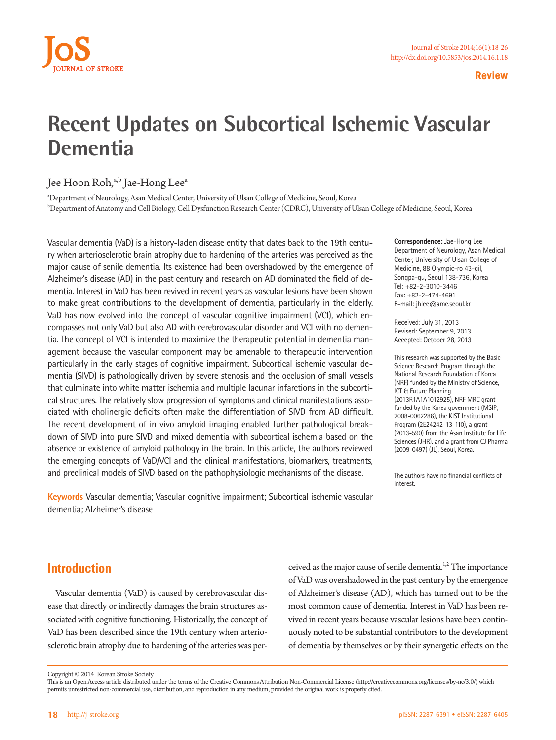Review

# Recent Updates on Subcortical Ischemic Vascular Dementia

Jee Hoon Roh,[a,b] Jae-Hong Lee[a]

[a]Department of Neurology, Asan Medical Center, University of Ulsan College of Medicine, Seoul, Korea
[b]Department of Anatomy and Cell Biology, Cell Dysfunction Research Center (CDRC), University of Ulsan College of Medicine, Seoul, Korea

Vascular dementia (VaD) is a history-laden disease entity that dates back to the 19th century when arteriosclerotic brain atrophy due to hardening of the arteries was perceived as the major cause of senile dementia. Its existence had been overshadowed by the emergence of Alzheimer's disease (AD) in the past century and research on AD dominated the field of dementia. Interest in VaD has been revived in recent years as vascular lesions have been shown to make great contributions to the development of dementia, particularly in the elderly. VaD has now evolved into the concept of vascular cognitive impairment (VCI), which encompasses not only VaD but also AD with cerebrovascular disorder and VCI with no dementia. The concept of VCI is intended to maximize the therapeutic potential in dementia management because the vascular component may be amenable to therapeutic intervention particularly in the early stages of cognitive impairment. Subcortical ischemic vascular dementia (SIVD) is pathologically driven by severe stenosis and the occlusion of small vessels that culminate into white matter ischemia and multiple lacunar infarctions in the subcortical structures. The relatively slow progression of symptoms and clinical manifestations associated with cholinergic deficits often make the differentiation of SIVD from AD difficult. The recent development of in vivo amyloid imaging enabled further pathological breakdown of SIVD into pure SIVD and mixed dementia with subcortical ischemia based on the absence or existence of amyloid pathology in the brain. In this article, the authors reviewed the emerging concepts of VaD/VCI and the clinical manifestations, biomarkers, treatments, and preclinical models of SIVD based on the pathophysiologic mechanisms of the disease.

**Keywords** Vascular dementia; Vascular cognitive impairment; Subcortical ischemic vascular dementia; Alzheimer's disease

**Correspondence:** Jae-Hong Lee
Department of Neurology, Asan Medical Center, University of Ulsan College of Medicine, 88 Olympic-ro 43-gil, Songpa-gu, Seoul 138-736, Korea
Tel: +82-2-3010-3446
Fax: +82-2-474-4691
E-mail: jhlee@amc.seoul.kr

Received: July 31, 2013
Revised: September 9, 2013
Accepted: October 28, 2013

This research was supported by the Basic Science Research Program through the National Research Foundation of Korea (NRF) funded by the Ministry of Science, ICT & Future Planning (2013R1A1A1012925), NRF MRC grant funded by the Korea government (MSIP; 2008-0062286), the KIST Institutional Program (2E24242-13-110), a grant (2013-590) from the Asan Institute for Life Sciences (JHR), and a grant from CJ Pharma (2009-0497) (JL), Seoul, Korea.

The authors have no financial conflicts of interest.

## Introduction

Vascular dementia (VaD) is caused by cerebrovascular disease that directly or indirectly damages the brain structures associated with cognitive functioning. Historically, the concept of VaD has been described since the 19th century when arteriosclerotic brain atrophy due to hardening of the arteries was perceived as the major cause of senile dementia.[1,2] The importance of VaD was overshadowed in the past century by the emergence of Alzheimer's disease (AD), which has turned out to be the most common cause of dementia. Interest in VaD has been revived in recent years because vascular lesions have been continuously noted to be substantial contributors to the development of dementia by themselves or by their synergetic effects on the

Copyright © 2014 Korean Stroke Society
This is an Open Access article distributed under the terms of the Creative Commons Attribution Non-Commercial License (http://creativecommons.org/licenses/by-nc/3.0/) which permits unrestricted non-commercial use, distribution, and reproduction in any medium, provided the original work is properly cited.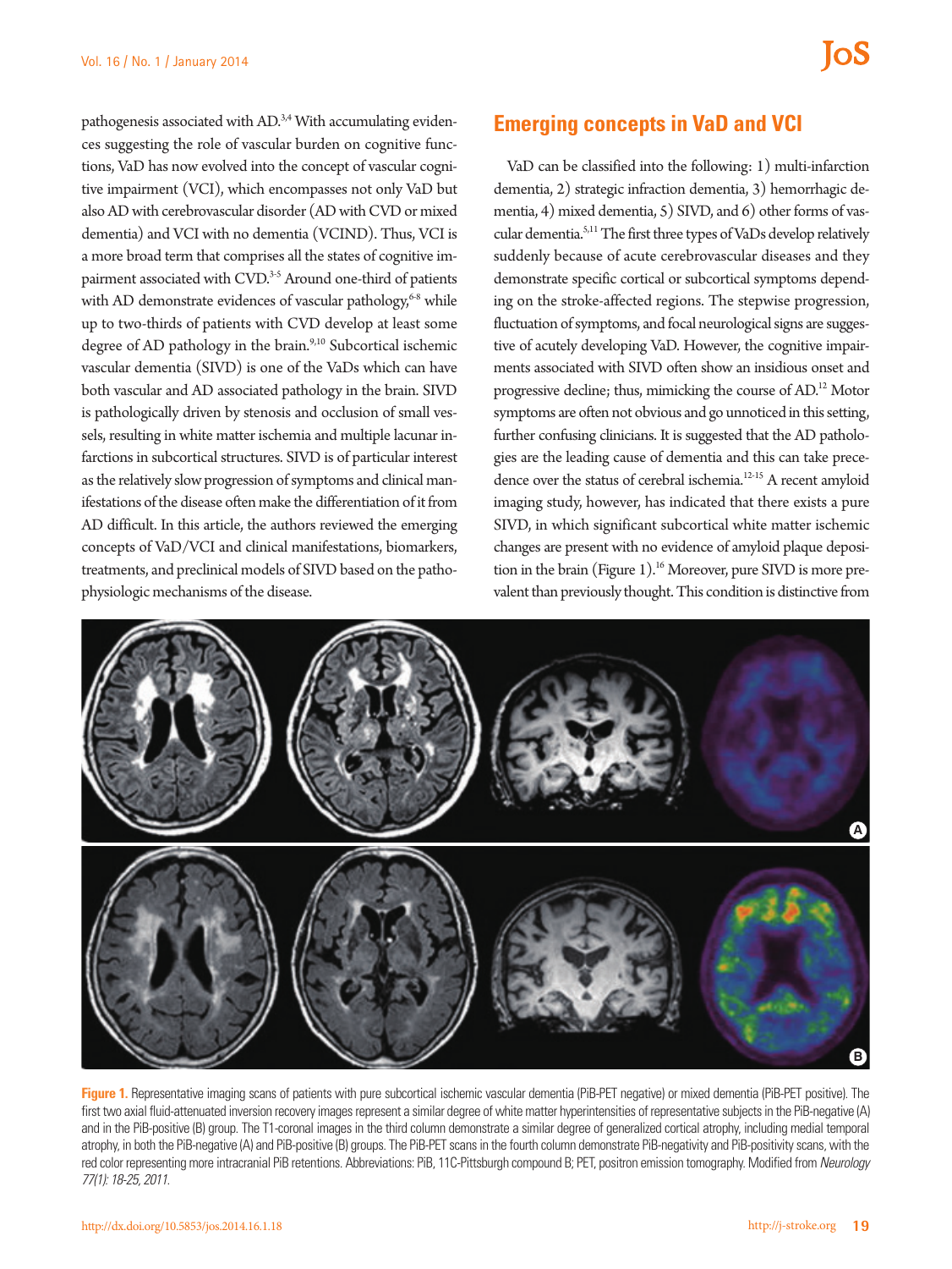pathogenesis associated with AD.[3,4] With accumulating evidences suggesting the role of vascular burden on cognitive functions, VaD has now evolved into the concept of vascular cognitive impairment (VCI), which encompasses not only VaD but also AD with cerebrovascular disorder (AD with CVD or mixed dementia) and VCI with no dementia (VCIND). Thus, VCI is a more broad term that comprises all the states of cognitive impairment associated with CVD.[3-5] Around one-third of patients with AD demonstrate evidences of vascular pathology,[6-8] while up to two-thirds of patients with CVD develop at least some degree of AD pathology in the brain.[9,10] Subcortical ischemic vascular dementia (SIVD) is one of the VaDs which can have both vascular and AD associated pathology in the brain. SIVD is pathologically driven by stenosis and occlusion of small vessels, resulting in white matter ischemia and multiple lacunar infarctions in subcortical structures. SIVD is of particular interest as the relatively slow progression of symptoms and clinical manifestations of the disease often make the differentiation of it from AD difficult. In this article, the authors reviewed the emerging concepts of VaD/VCI and clinical manifestations, biomarkers, treatments, and preclinical models of SIVD based on the pathophysiologic mechanisms of the disease.

## Emerging concepts in VaD and VCI

VaD can be classified into the following: 1) multi-infarction dementia, 2) strategic infraction dementia, 3) hemorrhagic dementia, 4) mixed dementia, 5) SIVD, and 6) other forms of vascular dementia.[5,11] The first three types of VaDs develop relatively suddenly because of acute cerebrovascular diseases and they demonstrate specific cortical or subcortical symptoms depending on the stroke-affected regions. The stepwise progression, fluctuation of symptoms, and focal neurological signs are suggestive of acutely developing VaD. However, the cognitive impairments associated with SIVD often show an insidious onset and progressive decline; thus, mimicking the course of AD.[12] Motor symptoms are often not obvious and go unnoticed in this setting, further confusing clinicians. It is suggested that the AD pathologies are the leading cause of dementia and this can take precedence over the status of cerebral ischemia.[12-15] A recent amyloid imaging study, however, has indicated that there exists a pure SIVD, in which significant subcortical white matter ischemic changes are present with no evidence of amyloid plaque deposition in the brain (Figure 1).[16] Moreover, pure SIVD is more prevalent than previously thought. This condition is distinctive from

**Figure 1.** Representative imaging scans of patients with pure subcortical ischemic vascular dementia (PiB-PET negative) or mixed dementia (PiB-PET positive). The first two axial fluid-attenuated inversion recovery images represent a similar degree of white matter hyperintensities of representative subjects in the PiB-negative (A) and in the PiB-positive (B) group. The T1-coronal images in the third column demonstrate a similar degree of generalized cortical atrophy, including medial temporal atrophy, in both the PiB-negative (A) and PiB-positive (B) groups. The PiB-PET scans in the fourth column demonstrate PiB-negativity and PiB-positivity scans, with the red color representing more intracranial PiB retentions. Abbreviations: PiB, 11C-Pittsburgh compound B; PET, positron emission tomography. Modified from *Neurology 77(1): 18-25, 2011.*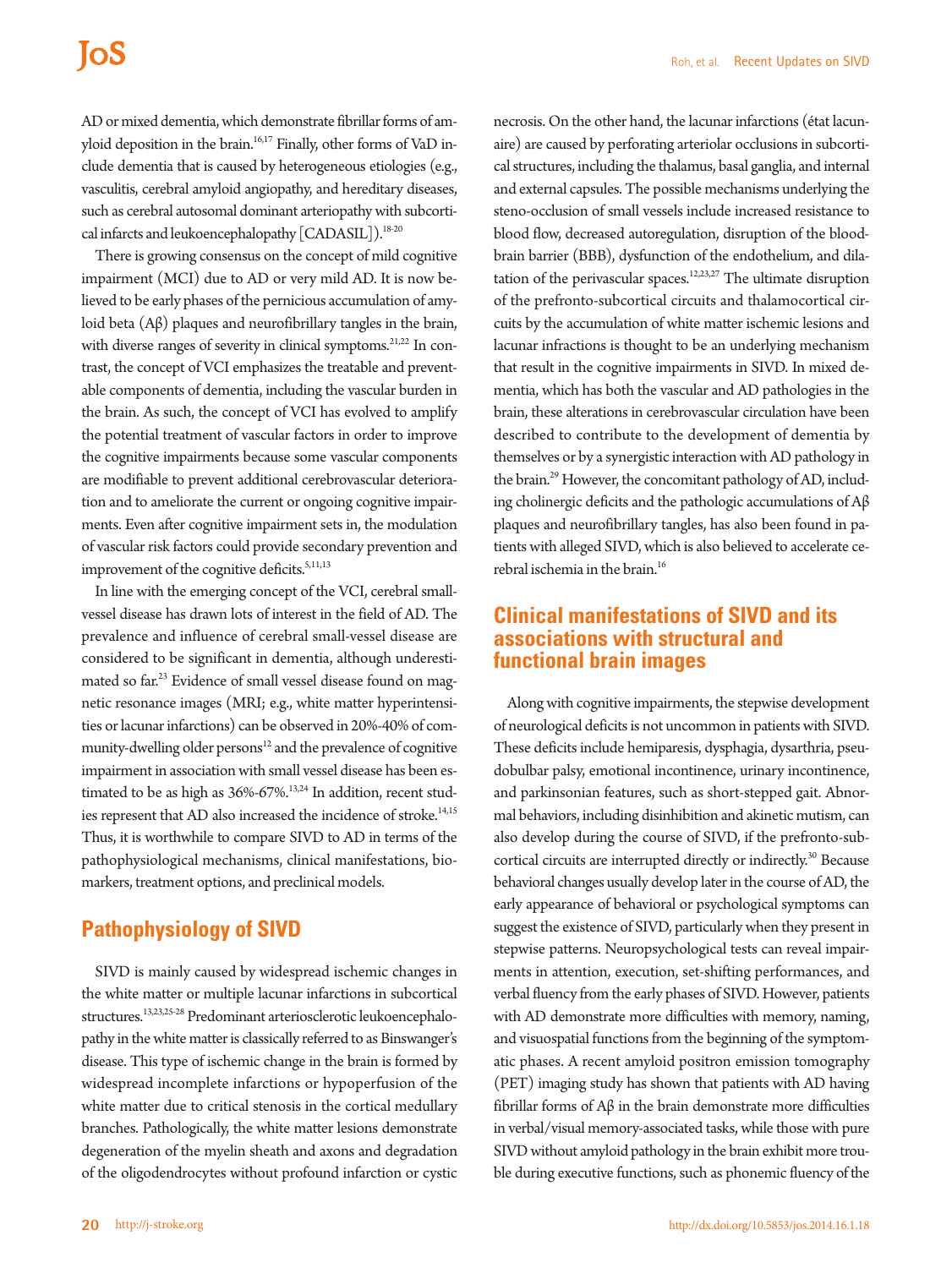AD or mixed dementia, which demonstrate fibrillar forms of amyloid deposition in the brain.[16,17] Finally, other forms of VaD include dementia that is caused by heterogeneous etiologies (e.g., vasculitis, cerebral amyloid angiopathy, and hereditary diseases, such as cerebral autosomal dominant arteriopathy with subcortical infarcts and leukoencephalopathy [CADASIL]).[18-20]

There is growing consensus on the concept of mild cognitive impairment (MCI) due to AD or very mild AD. It is now believed to be early phases of the pernicious accumulation of amyloid beta (Aβ) plaques and neurofibrillary tangles in the brain, with diverse ranges of severity in clinical symptoms.[21,22] In contrast, the concept of VCI emphasizes the treatable and preventable components of dementia, including the vascular burden in the brain. As such, the concept of VCI has evolved to amplify the potential treatment of vascular factors in order to improve the cognitive impairments because some vascular components are modifiable to prevent additional cerebrovascular deterioration and to ameliorate the current or ongoing cognitive impairments. Even after cognitive impairment sets in, the modulation of vascular risk factors could provide secondary prevention and improvement of the cognitive deficits.[5,11,13]

In line with the emerging concept of the VCI, cerebral small-vessel disease has drawn lots of interest in the field of AD. The prevalence and influence of cerebral small-vessel disease are considered to be significant in dementia, although underestimated so far.[23] Evidence of small vessel disease found on magnetic resonance images (MRI; e.g., white matter hyperintensities or lacunar infarctions) can be observed in 20%-40% of community-dwelling older persons[12] and the prevalence of cognitive impairment in association with small vessel disease has been estimated to be as high as 36%-67%.[13,24] In addition, recent studies represent that AD also increased the incidence of stroke.[14,15] Thus, it is worthwhile to compare SIVD to AD in terms of the pathophysiological mechanisms, clinical manifestations, biomarkers, treatment options, and preclinical models.

## Pathophysiology of SIVD

SIVD is mainly caused by widespread ischemic changes in the white matter or multiple lacunar infarctions in subcortical structures.[13,23,25-28] Predominant arteriosclerotic leukoencephalopathy in the white matter is classically referred to as Binswanger's disease. This type of ischemic change in the brain is formed by widespread incomplete infarctions or hypoperfusion of the white matter due to critical stenosis in the cortical medullary branches. Pathologically, the white matter lesions demonstrate degeneration of the myelin sheath and axons and degradation of the oligodendrocytes without profound infarction or cystic necrosis. On the other hand, the lacunar infarctions (état lacunaire) are caused by perforating arteriolar occlusions in subcortical structures, including the thalamus, basal ganglia, and internal and external capsules. The possible mechanisms underlying the steno-occlusion of small vessels include increased resistance to blood flow, decreased autoregulation, disruption of the blood-brain barrier (BBB), dysfunction of the endothelium, and dilatation of the perivascular spaces.[12,23,27] The ultimate disruption of the prefronto-subcortical circuits and thalamocortical circuits by the accumulation of white matter ischemic lesions and lacunar infractions is thought to be an underlying mechanism that result in the cognitive impairments in SIVD. In mixed dementia, which has both the vascular and AD pathologies in the brain, these alterations in cerebrovascular circulation have been described to contribute to the development of dementia by themselves or by a synergistic interaction with AD pathology in the brain.[29] However, the concomitant pathology of AD, including cholinergic deficits and the pathologic accumulations of Aβ plaques and neurofibrillary tangles, has also been found in patients with alleged SIVD, which is also believed to accelerate cerebral ischemia in the brain.[16]

## Clinical manifestations of SIVD and its associations with structural and functional brain images

Along with cognitive impairments, the stepwise development of neurological deficits is not uncommon in patients with SIVD. These deficits include hemiparesis, dysphagia, dysarthria, pseudobulbar palsy, emotional incontinence, urinary incontinence, and parkinsonian features, such as short-stepped gait. Abnormal behaviors, including disinhibition and akinetic mutism, can also develop during the course of SIVD, if the prefronto-subcortical circuits are interrupted directly or indirectly.[30] Because behavioral changes usually develop later in the course of AD, the early appearance of behavioral or psychological symptoms can suggest the existence of SIVD, particularly when they present in stepwise patterns. Neuropsychological tests can reveal impairments in attention, execution, set-shifting performances, and verbal fluency from the early phases of SIVD. However, patients with AD demonstrate more difficulties with memory, naming, and visuospatial functions from the beginning of the symptomatic phases. A recent amyloid positron emission tomography (PET) imaging study has shown that patients with AD having fibrillar forms of Aβ in the brain demonstrate more difficulties in verbal/visual memory-associated tasks, while those with pure SIVD without amyloid pathology in the brain exhibit more trouble during executive functions, such as phonemic fluency of the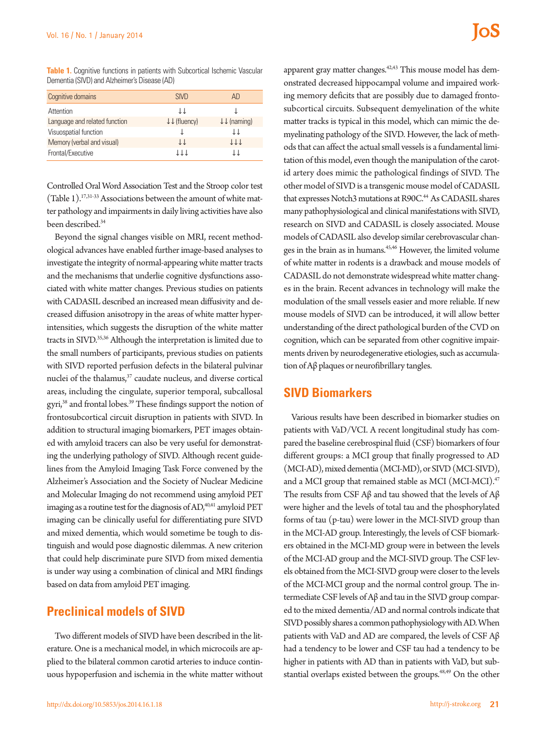**Table 1.** Cognitive functions in patients with Subcortical Ischemic Vascular Dementia (SIVD) and Alzheimer's Disease (AD)

| Cognitive domains | SIVD | AD |
| --- | --- | --- |
| Attention | ↓↓ | ↓ |
| Language and related function | ↓↓ (fluency) | ↓↓ (naming) |
| Visuospatial function | ↓ | ↓↓ |
| Memory (verbal and visual) | ↓↓ | ↓↓↓ |
| Frontal/Executive | ↓↓↓ | ↓↓ |

Controlled Oral Word Association Test and the Stroop color test (Table 1).[17,31-33] Associations between the amount of white matter pathology and impairments in daily living activities have also been described.[34]

Beyond the signal changes visible on MRI, recent methodological advances have enabled further image-based analyses to investigate the integrity of normal-appearing white matter tracts and the mechanisms that underlie cognitive dysfunctions associated with white matter changes. Previous studies on patients with CADASIL described an increased mean diffusivity and decreased diffusion anisotropy in the areas of white matter hyperintensities, which suggests the disruption of the white matter tracts in SIVD.[35,36] Although the interpretation is limited due to the small numbers of participants, previous studies on patients with SIVD reported perfusion defects in the bilateral pulvinar nuclei of the thalamus,[37] caudate nucleus, and diverse cortical areas, including the cingulate, superior temporal, subcallosal gyri,[38] and frontal lobes.[39] These findings support the notion of frontosubcortical circuit disruption in patients with SIVD. In addition to structural imaging biomarkers, PET images obtained with amyloid tracers can also be very useful for demonstrating the underlying pathology of SIVD. Although recent guidelines from the Amyloid Imaging Task Force convened by the Alzheimer's Association and the Society of Nuclear Medicine and Molecular Imaging do not recommend using amyloid PET imaging as a routine test for the diagnosis of AD,[40,41] amyloid PET imaging can be clinically useful for differentiating pure SIVD and mixed dementia, which would sometime be tough to distinguish and would pose diagnostic dilemmas. A new criterion that could help discriminate pure SIVD from mixed dementia is under way using a combination of clinical and MRI findings based on data from amyloid PET imaging.

## Preclinical models of SIVD

Two different models of SIVD have been described in the literature. One is a mechanical model, in which microcoils are applied to the bilateral common carotid arteries to induce continuous hypoperfusion and ischemia in the white matter without apparent gray matter changes.[42,43] This mouse model has demonstrated decreased hippocampal volume and impaired working memory deficits that are possibly due to damaged frontosubcortical circuits. Subsequent demyelination of the white matter tracks is typical in this model, which can mimic the demyelinating pathology of the SIVD. However, the lack of methods that can affect the actual small vessels is a fundamental limitation of this model, even though the manipulation of the carotid artery does mimic the pathological findings of SIVD. The other model of SIVD is a transgenic mouse model of CADASIL that expresses Notch3 mutations at R90C.[44] As CADASIL shares many pathophysiological and clinical manifestations with SIVD, research on SIVD and CADASIL is closely associated. Mouse models of CADASIL also develop similar cerebrovascular changes in the brain as in humans.[45,46] However, the limited volume of white matter in rodents is a drawback and mouse models of CADASIL do not demonstrate widespread white matter changes in the brain. Recent advances in technology will make the modulation of the small vessels easier and more reliable. If new mouse models of SIVD can be introduced, it will allow better understanding of the direct pathological burden of the CVD on cognition, which can be separated from other cognitive impairments driven by neurodegenerative etiologies, such as accumulation of Aβ plaques or neurofibrillary tangles.

## SIVD Biomarkers

Various results have been described in biomarker studies on patients with VaD/VCI. A recent longitudinal study has compared the baseline cerebrospinal fluid (CSF) biomarkers of four different groups: a MCI group that finally progressed to AD (MCI-AD), mixed dementia (MCI-MD), or SIVD (MCI-SIVD), and a MCI group that remained stable as MCI (MCI-MCI).[47] The results from CSF Aβ and tau showed that the levels of Aβ were higher and the levels of total tau and the phosphorylated forms of tau (p-tau) were lower in the MCI-SIVD group than in the MCI-AD group. Interestingly, the levels of CSF biomarkers obtained in the MCI-MD group were in between the levels of the MCI-AD group and the MCI-SIVD group. The CSF levels obtained from the MCI-SIVD group were closer to the levels of the MCI-MCI group and the normal control group. The intermediate CSF levels of Aβ and tau in the SIVD group compared to the mixed dementia/AD and normal controls indicate that SIVD possibly shares a common pathophysiology with AD. When patients with VaD and AD are compared, the levels of CSF Aβ had a tendency to be lower and CSF tau had a tendency to be higher in patients with AD than in patients with VaD, but substantial overlaps existed between the groups.[48,49] On the other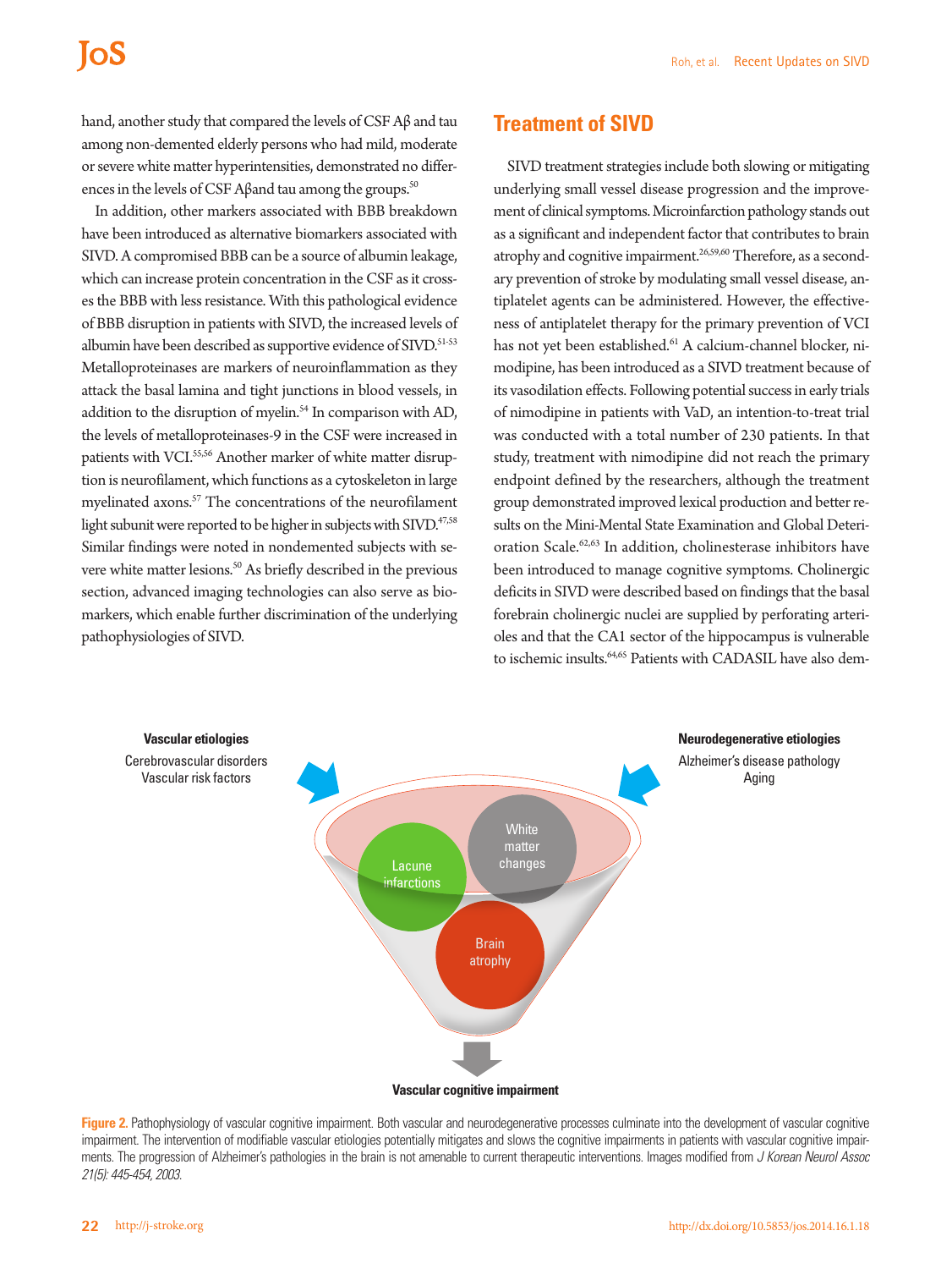hand, another study that compared the levels of CSF Aβ and tau among non-demented elderly persons who had mild, moderate or severe white matter hyperintensities, demonstrated no differences in the levels of CSF Aβand tau among the groups.[50]

In addition, other markers associated with BBB breakdown have been introduced as alternative biomarkers associated with SIVD. A compromised BBB can be a source of albumin leakage, which can increase protein concentration in the CSF as it crosses the BBB with less resistance. With this pathological evidence of BBB disruption in patients with SIVD, the increased levels of albumin have been described as supportive evidence of SIVD.[51-53] Metalloproteinases are markers of neuroinflammation as they attack the basal lamina and tight junctions in blood vessels, in addition to the disruption of myelin.[54] In comparison with AD, the levels of metalloproteinases-9 in the CSF were increased in patients with VCI.[55,56] Another marker of white matter disruption is neurofilament, which functions as a cytoskeleton in large myelinated axons.[57] The concentrations of the neurofilament light subunit were reported to be higher in subjects with SIVD.[47,58] Similar findings were noted in nondemented subjects with severe white matter lesions.[50] As briefly described in the previous section, advanced imaging technologies can also serve as biomarkers, which enable further discrimination of the underlying pathophysiologies of SIVD.

## Treatment of SIVD

SIVD treatment strategies include both slowing or mitigating underlying small vessel disease progression and the improvement of clinical symptoms. Microinfarction pathology stands out as a significant and independent factor that contributes to brain atrophy and cognitive impairment.[26,59,60] Therefore, as a secondary prevention of stroke by modulating small vessel disease, antiplatelet agents can be administered. However, the effectiveness of antiplatelet therapy for the primary prevention of VCI has not yet been established.[61] A calcium-channel blocker, nimodipine, has been introduced as a SIVD treatment because of its vasodilation effects. Following potential success in early trials of nimodipine in patients with VaD, an intention-to-treat trial was conducted with a total number of 230 patients. In that study, treatment with nimodipine did not reach the primary endpoint defined by the researchers, although the treatment group demonstrated improved lexical production and better results on the Mini-Mental State Examination and Global Deterioration Scale.[62,63] In addition, cholinesterase inhibitors have been introduced to manage cognitive symptoms. Cholinergic deficits in SIVD were described based on findings that the basal forebrain cholinergic nuclei are supplied by perforating arterioles and that the CA1 sector of the hippocampus is vulnerable to ischemic insults.[64,65] Patients with CADASIL have also dem-

**Figure 2.** Pathophysiology of vascular cognitive impairment. Both vascular and neurodegenerative processes culminate into the development of vascular cognitive impairment. The intervention of modifiable vascular etiologies potentially mitigates and slows the cognitive impairments in patients with vascular cognitive impairments. The progression of Alzheimer's pathologies in the brain is not amenable to current therapeutic interventions. Images modified from *J Korean Neurol Assoc 21(5): 445-454, 2003.*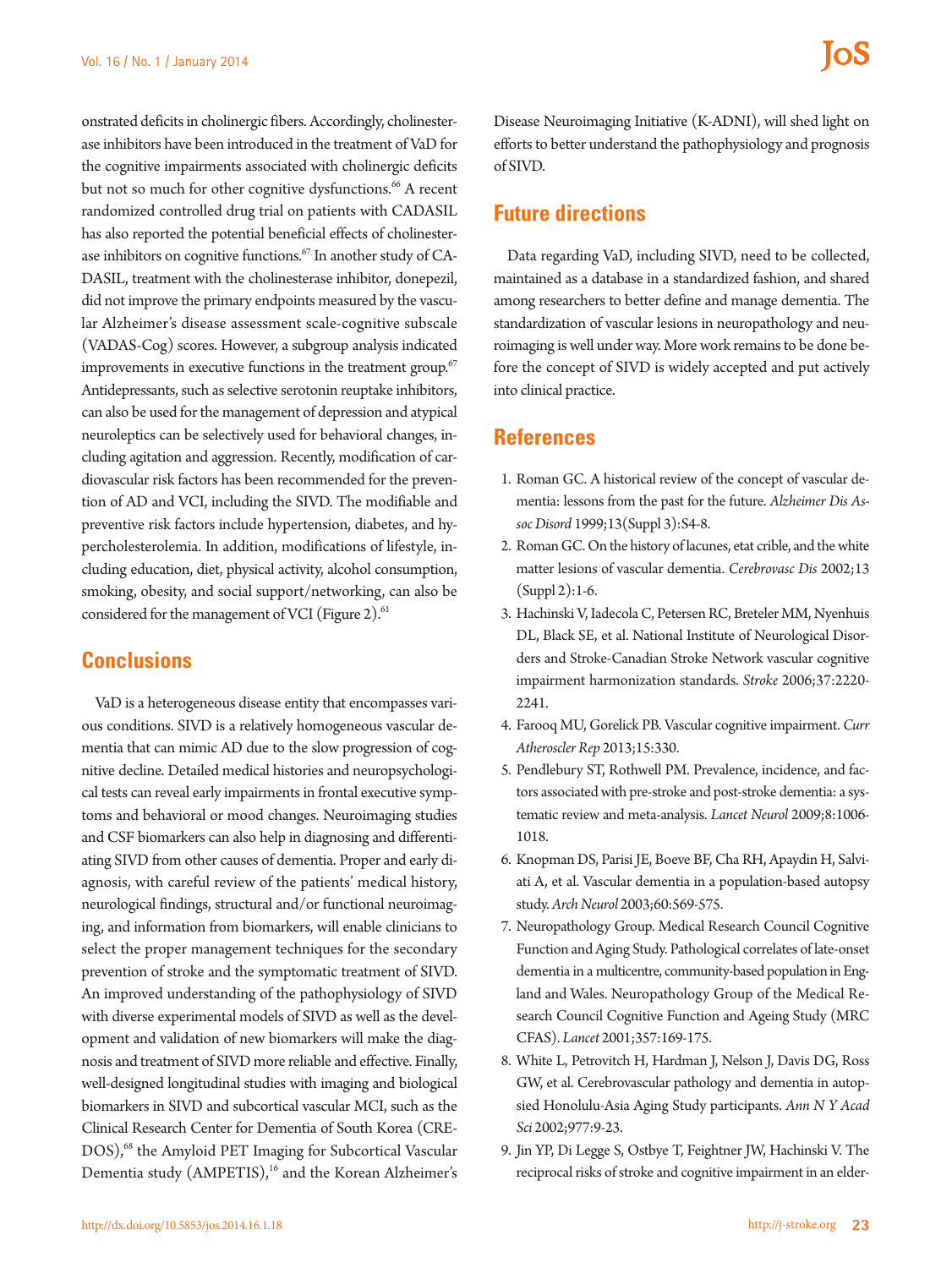onstrated deficits in cholinergic fibers. Accordingly, cholinesterase inhibitors have been introduced in the treatment of VaD for the cognitive impairments associated with cholinergic deficits but not so much for other cognitive dysfunctions.[66] A recent randomized controlled drug trial on patients with CADASIL has also reported the potential beneficial effects of cholinesterase inhibitors on cognitive functions.[67] In another study of CADASIL, treatment with the cholinesterase inhibitor, donepezil, did not improve the primary endpoints measured by the vascular Alzheimer's disease assessment scale-cognitive subscale (VADAS-Cog) scores. However, a subgroup analysis indicated improvements in executive functions in the treatment group.[67] Antidepressants, such as selective serotonin reuptake inhibitors, can also be used for the management of depression and atypical neuroleptics can be selectively used for behavioral changes, including agitation and aggression. Recently, modification of cardiovascular risk factors has been recommended for the prevention of AD and VCI, including the SIVD. The modifiable and preventive risk factors include hypertension, diabetes, and hypercholesterolemia. In addition, modifications of lifestyle, including education, diet, physical activity, alcohol consumption, smoking, obesity, and social support/networking, can also be considered for the management of VCI (Figure 2).[61]

## Conclusions

VaD is a heterogeneous disease entity that encompasses various conditions. SIVD is a relatively homogeneous vascular dementia that can mimic AD due to the slow progression of cognitive decline. Detailed medical histories and neuropsychological tests can reveal early impairments in frontal executive symptoms and behavioral or mood changes. Neuroimaging studies and CSF biomarkers can also help in diagnosing and differentiating SIVD from other causes of dementia. Proper and early diagnosis, with careful review of the patients' medical history, neurological findings, structural and/or functional neuroimaging, and information from biomarkers, will enable clinicians to select the proper management techniques for the secondary prevention of stroke and the symptomatic treatment of SIVD. An improved understanding of the pathophysiology of SIVD with diverse experimental models of SIVD as well as the development and validation of new biomarkers will make the diagnosis and treatment of SIVD more reliable and effective. Finally, well-designed longitudinal studies with imaging and biological biomarkers in SIVD and subcortical vascular MCI, such as the Clinical Research Center for Dementia of South Korea (CREDOS),[68] the Amyloid PET Imaging for Subcortical Vascular Dementia study (AMPETIS),[16] and the Korean Alzheimer's Disease Neuroimaging Initiative (K-ADNI), will shed light on efforts to better understand the pathophysiology and prognosis of SIVD.

## Future directions

Data regarding VaD, including SIVD, need to be collected, maintained as a database in a standardized fashion, and shared among researchers to better define and manage dementia. The standardization of vascular lesions in neuropathology and neuroimaging is well under way. More work remains to be done before the concept of SIVD is widely accepted and put actively into clinical practice.

## References

1. Roman GC. A historical review of the concept of vascular dementia: lessons from the past for the future. *Alzheimer Dis Assoc Disord* 1999;13(Suppl 3):S4-8.
2. Roman GC. On the history of lacunes, etat crible, and the white matter lesions of vascular dementia. *Cerebrovasc Dis* 2002;13 (Suppl 2):1-6.
3. Hachinski V, Iadecola C, Petersen RC, Breteler MM, Nyenhuis DL, Black SE, et al. National Institute of Neurological Disorders and Stroke-Canadian Stroke Network vascular cognitive impairment harmonization standards. *Stroke* 2006;37:2220-2241.
4. Farooq MU, Gorelick PB. Vascular cognitive impairment. *Curr Atheroscler Rep* 2013;15:330.
5. Pendlebury ST, Rothwell PM. Prevalence, incidence, and factors associated with pre-stroke and post-stroke dementia: a systematic review and meta-analysis. *Lancet Neurol* 2009;8:1006-1018.
6. Knopman DS, Parisi JE, Boeve BF, Cha RH, Apaydin H, Salviati A, et al. Vascular dementia in a population-based autopsy study. *Arch Neurol* 2003;60:569-575.
7. Neuropathology Group. Medical Research Council Cognitive Function and Aging Study. Pathological correlates of late-onset dementia in a multicentre, community-based population in England and Wales. Neuropathology Group of the Medical Research Council Cognitive Function and Ageing Study (MRC CFAS). *Lancet* 2001;357:169-175.
8. White L, Petrovitch H, Hardman J, Nelson J, Davis DG, Ross GW, et al. Cerebrovascular pathology and dementia in autopsied Honolulu-Asia Aging Study participants. *Ann N Y Acad Sci* 2002;977:9-23.
9. Jin YP, Di Legge S, Ostbye T, Feightner JW, Hachinski V. The reciprocal risks of stroke and cognitive impairment in an elder-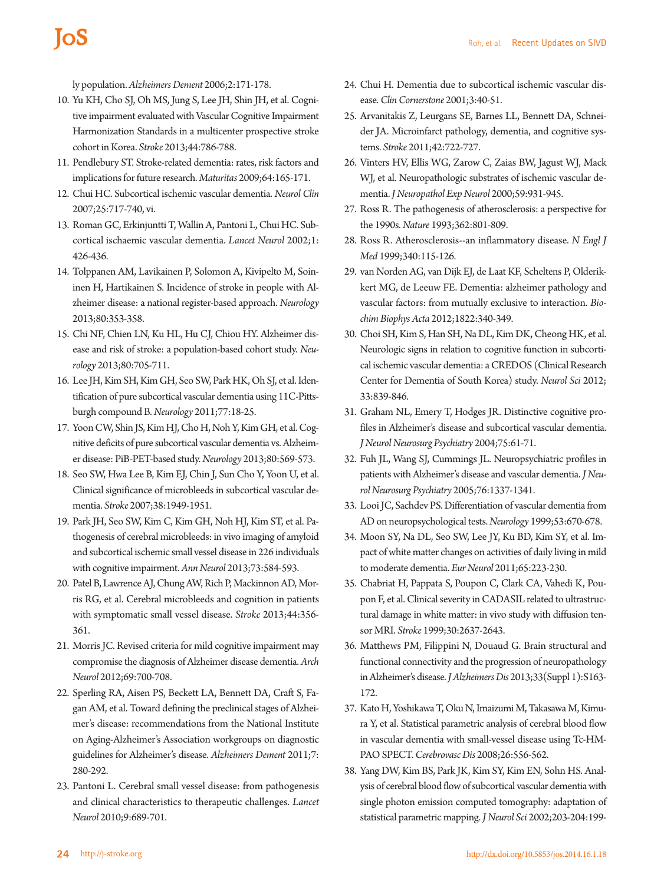ly population. *Alzheimers Dement* 2006;2:171-178.

10. Yu KH, Cho SJ, Oh MS, Jung S, Lee JH, Shin JH, et al. Cognitive impairment evaluated with Vascular Cognitive Impairment Harmonization Standards in a multicenter prospective stroke cohort in Korea. *Stroke* 2013;44:786-788.
11. Pendlebury ST. Stroke-related dementia: rates, risk factors and implications for future research. *Maturitas* 2009;64:165-171.
12. Chui HC. Subcortical ischemic vascular dementia. *Neurol Clin* 2007;25:717-740, vi.
13. Roman GC, Erkinjuntti T, Wallin A, Pantoni L, Chui HC. Subcortical ischaemic vascular dementia. *Lancet Neurol* 2002;1:426-436.
14. Tolppanen AM, Lavikainen P, Solomon A, Kivipelto M, Soininen H, Hartikainen S. Incidence of stroke in people with Alzheimer disease: a national register-based approach. *Neurology* 2013;80:353-358.
15. Chi NF, Chien LN, Ku HL, Hu CJ, Chiou HY. Alzheimer disease and risk of stroke: a population-based cohort study. *Neurology* 2013;80:705-711.
16. Lee JH, Kim SH, Kim GH, Seo SW, Park HK, Oh SJ, et al. Identification of pure subcortical vascular dementia using 11C-Pittsburgh compound B. *Neurology* 2011;77:18-25.
17. Yoon CW, Shin JS, Kim HJ, Cho H, Noh Y, Kim GH, et al. Cognitive deficits of pure subcortical vascular dementia vs. Alzheimer disease: PiB-PET-based study. *Neurology* 2013;80:569-573.
18. Seo SW, Hwa Lee B, Kim EJ, Chin J, Sun Cho Y, Yoon U, et al. Clinical significance of microbleeds in subcortical vascular dementia. *Stroke* 2007;38:1949-1951.
19. Park JH, Seo SW, Kim C, Kim GH, Noh HJ, Kim ST, et al. Pathogenesis of cerebral microbleeds: in vivo imaging of amyloid and subcortical ischemic small vessel disease in 226 individuals with cognitive impairment. *Ann Neurol* 2013;73:584-593.
20. Patel B, Lawrence AJ, Chung AW, Rich P, Mackinnon AD, Morris RG, et al. Cerebral microbleeds and cognition in patients with symptomatic small vessel disease. *Stroke* 2013;44:356-361.
21. Morris JC. Revised criteria for mild cognitive impairment may compromise the diagnosis of Alzheimer disease dementia. *Arch Neurol* 2012;69:700-708.
22. Sperling RA, Aisen PS, Beckett LA, Bennett DA, Craft S, Fagan AM, et al. Toward defining the preclinical stages of Alzheimer's disease: recommendations from the National Institute on Aging-Alzheimer's Association workgroups on diagnostic guidelines for Alzheimer's disease. *Alzheimers Dement* 2011;7:280-292.
23. Pantoni L. Cerebral small vessel disease: from pathogenesis and clinical characteristics to therapeutic challenges. *Lancet Neurol* 2010;9:689-701.
24. Chui H. Dementia due to subcortical ischemic vascular disease. *Clin Cornerstone* 2001;3:40-51.
25. Arvanitakis Z, Leurgans SE, Barnes LL, Bennett DA, Schneider JA. Microinfarct pathology, dementia, and cognitive systems. *Stroke* 2011;42:722-727.
26. Vinters HV, Ellis WG, Zarow C, Zaias BW, Jagust WJ, Mack WJ, et al. Neuropathologic substrates of ischemic vascular dementia. *J Neuropathol Exp Neurol* 2000;59:931-945.
27. Ross R. The pathogenesis of atherosclerosis: a perspective for the 1990s. *Nature* 1993;362:801-809.
28. Ross R. Atherosclerosis--an inflammatory disease. *N Engl J Med* 1999;340:115-126.
29. van Norden AG, van Dijk EJ, de Laat KF, Scheltens P, Olderikkert MG, de Leeuw FE. Dementia: alzheimer pathology and vascular factors: from mutually exclusive to interaction. *Biochim Biophys Acta* 2012;1822:340-349.
30. Choi SH, Kim S, Han SH, Na DL, Kim DK, Cheong HK, et al. Neurologic signs in relation to cognitive function in subcortical ischemic vascular dementia: a CREDOS (Clinical Research Center for Dementia of South Korea) study. *Neurol Sci* 2012;33:839-846.
31. Graham NL, Emery T, Hodges JR. Distinctive cognitive profiles in Alzheimer's disease and subcortical vascular dementia. *J Neurol Neurosurg Psychiatry* 2004;75:61-71.
32. Fuh JL, Wang SJ, Cummings JL. Neuropsychiatric profiles in patients with Alzheimer's disease and vascular dementia. *J Neurol Neurosurg Psychiatry* 2005;76:1337-1341.
33. Looi JC, Sachdev PS. Differentiation of vascular dementia from AD on neuropsychological tests. *Neurology* 1999;53:670-678.
34. Moon SY, Na DL, Seo SW, Lee JY, Ku BD, Kim SY, et al. Impact of white matter changes on activities of daily living in mild to moderate dementia. *Eur Neurol* 2011;65:223-230.
35. Chabriat H, Pappata S, Poupon C, Clark CA, Vahedi K, Poupon F, et al. Clinical severity in CADASIL related to ultrastructural damage in white matter: in vivo study with diffusion tensor MRI. *Stroke* 1999;30:2637-2643.
36. Matthews PM, Filippini N, Douaud G. Brain structural and functional connectivity and the progression of neuropathology in Alzheimer's disease. *J Alzheimers Dis* 2013;33(Suppl 1):S163-172.
37. Kato H, Yoshikawa T, Oku N, Imaizumi M, Takasawa M, Kimura Y, et al. Statistical parametric analysis of cerebral blood flow in vascular dementia with small-vessel disease using Tc-HMPAO SPECT. *Cerebrovasc Dis* 2008;26:556-562.
38. Yang DW, Kim BS, Park JK, Kim SY, Kim EN, Sohn HS. Analysis of cerebral blood flow of subcortical vascular dementia with single photon emission computed tomography: adaptation of statistical parametric mapping. *J Neurol Sci* 2002;203-204:199-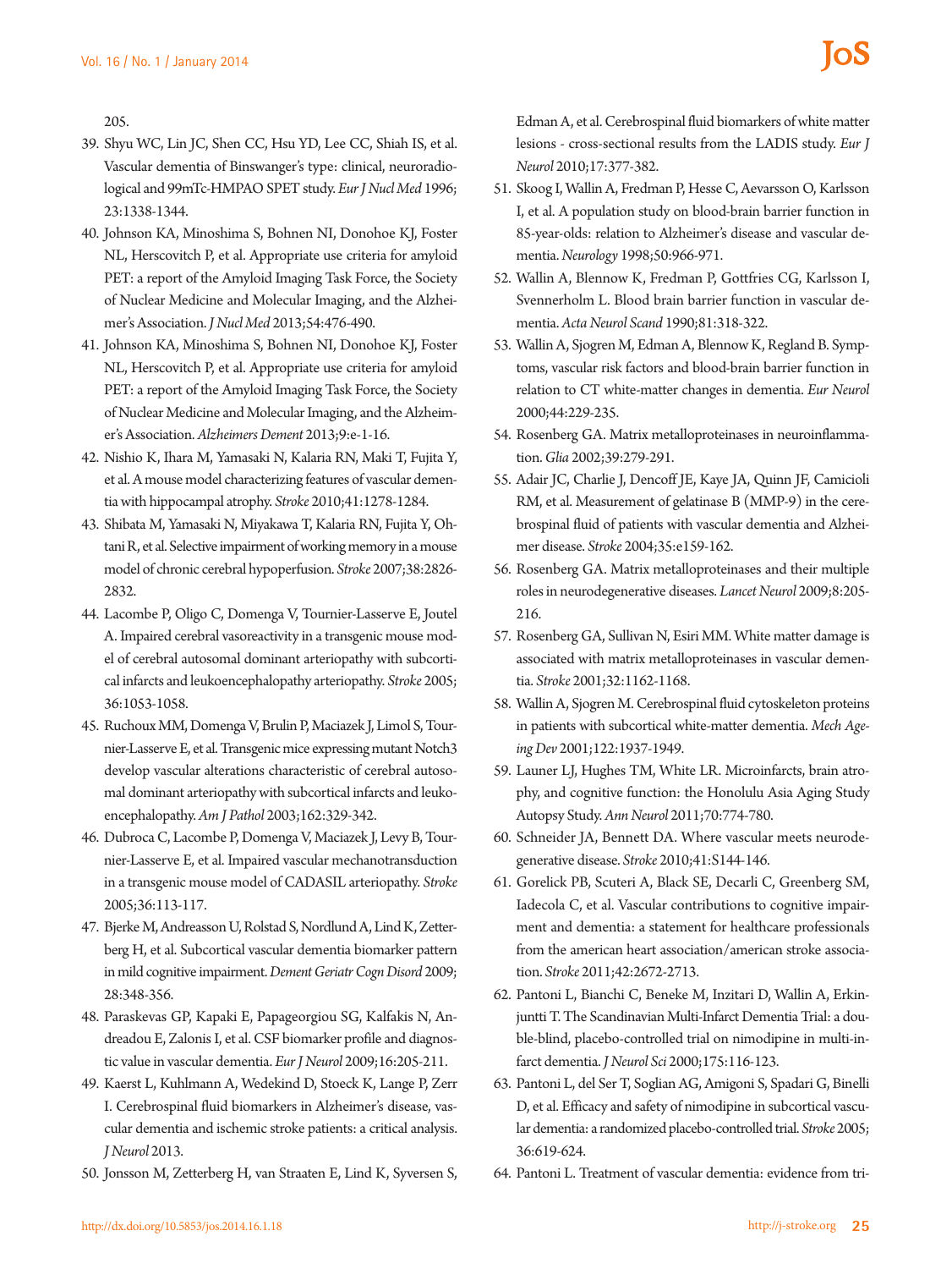205.

39. Shyu WC, Lin JC, Shen CC, Hsu YD, Lee CC, Shiah IS, et al. Vascular dementia of Binswanger's type: clinical, neuroradiological and 99mTc-HMPAO SPET study. *Eur J Nucl Med* 1996;23:1338-1344.
40. Johnson KA, Minoshima S, Bohnen NI, Donohoe KJ, Foster NL, Herscovitch P, et al. Appropriate use criteria for amyloid PET: a report of the Amyloid Imaging Task Force, the Society of Nuclear Medicine and Molecular Imaging, and the Alzheimer's Association. *J Nucl Med* 2013;54:476-490.
41. Johnson KA, Minoshima S, Bohnen NI, Donohoe KJ, Foster NL, Herscovitch P, et al. Appropriate use criteria for amyloid PET: a report of the Amyloid Imaging Task Force, the Society of Nuclear Medicine and Molecular Imaging, and the Alzheimer's Association. *Alzheimers Dement* 2013;9:e-1-16.
42. Nishio K, Ihara M, Yamasaki N, Kalaria RN, Maki T, Fujita Y, et al. A mouse model characterizing features of vascular dementia with hippocampal atrophy. *Stroke* 2010;41:1278-1284.
43. Shibata M, Yamasaki N, Miyakawa T, Kalaria RN, Fujita Y, Ohtani R, et al. Selective impairment of working memory in a mouse model of chronic cerebral hypoperfusion. *Stroke* 2007;38:2826-2832.
44. Lacombe P, Oligo C, Domenga V, Tournier-Lasserve E, Joutel A. Impaired cerebral vasoreactivity in a transgenic mouse model of cerebral autosomal dominant arteriopathy with subcortical infarcts and leukoencephalopathy arteriopathy. *Stroke* 2005;36:1053-1058.
45. Ruchoux MM, Domenga V, Brulin P, Maciazek J, Limol S, Tournier-Lasserve E, et al. Transgenic mice expressing mutant Notch3 develop vascular alterations characteristic of cerebral autosomal dominant arteriopathy with subcortical infarcts and leukoencephalopathy. *Am J Pathol* 2003;162:329-342.
46. Dubroca C, Lacombe P, Domenga V, Maciazek J, Levy B, Tournier-Lasserve E, et al. Impaired vascular mechanotransduction in a transgenic mouse model of CADASIL arteriopathy. *Stroke* 2005;36:113-117.
47. Bjerke M, Andreasson U, Rolstad S, Nordlund A, Lind K, Zetterberg H, et al. Subcortical vascular dementia biomarker pattern in mild cognitive impairment. *Dement Geriatr Cogn Disord* 2009;28:348-356.
48. Paraskevas GP, Kapaki E, Papageorgiou SG, Kalfakis N, Andreadou E, Zalonis I, et al. CSF biomarker profile and diagnostic value in vascular dementia. *Eur J Neurol* 2009;16:205-211.
49. Kaerst L, Kuhlmann A, Wedekind D, Stoeck K, Lange P, Zerr I. Cerebrospinal fluid biomarkers in Alzheimer's disease, vascular dementia and ischemic stroke patients: a critical analysis. *J Neurol* 2013.
50. Jonsson M, Zetterberg H, van Straaten E, Lind K, Syversen S, Edman A, et al. Cerebrospinal fluid biomarkers of white matter lesions - cross-sectional results from the LADIS study. *Eur J Neurol* 2010;17:377-382.
51. Skoog I, Wallin A, Fredman P, Hesse C, Aevarsson O, Karlsson I, et al. A population study on blood-brain barrier function in 85-year-olds: relation to Alzheimer's disease and vascular dementia. *Neurology* 1998;50:966-971.
52. Wallin A, Blennow K, Fredman P, Gottfries CG, Karlsson I, Svennerholm L. Blood brain barrier function in vascular dementia. *Acta Neurol Scand* 1990;81:318-322.
53. Wallin A, Sjogren M, Edman A, Blennow K, Regland B. Symptoms, vascular risk factors and blood-brain barrier function in relation to CT white-matter changes in dementia. *Eur Neurol* 2000;44:229-235.
54. Rosenberg GA. Matrix metalloproteinases in neuroinflammation. *Glia* 2002;39:279-291.
55. Adair JC, Charlie J, Dencoff JE, Kaye JA, Quinn JF, Camicioli RM, et al. Measurement of gelatinase B (MMP-9) in the cerebrospinal fluid of patients with vascular dementia and Alzheimer disease. *Stroke* 2004;35:e159-162.
56. Rosenberg GA. Matrix metalloproteinases and their multiple roles in neurodegenerative diseases. *Lancet Neurol* 2009;8:205-216.
57. Rosenberg GA, Sullivan N, Esiri MM. White matter damage is associated with matrix metalloproteinases in vascular dementia. *Stroke* 2001;32:1162-1168.
58. Wallin A, Sjogren M. Cerebrospinal fluid cytoskeleton proteins in patients with subcortical white-matter dementia. *Mech Ageing Dev* 2001;122:1937-1949.
59. Launer LJ, Hughes TM, White LR. Microinfarcts, brain atrophy, and cognitive function: the Honolulu Asia Aging Study Autopsy Study. *Ann Neurol* 2011;70:774-780.
60. Schneider JA, Bennett DA. Where vascular meets neurodegenerative disease. *Stroke* 2010;41:S144-146.
61. Gorelick PB, Scuteri A, Black SE, Decarli C, Greenberg SM, Iadecola C, et al. Vascular contributions to cognitive impairment and dementia: a statement for healthcare professionals from the american heart association/american stroke association. *Stroke* 2011;42:2672-2713.
62. Pantoni L, Bianchi C, Beneke M, Inzitari D, Wallin A, Erkinjuntti T. The Scandinavian Multi-Infarct Dementia Trial: a double-blind, placebo-controlled trial on nimodipine in multi-infarct dementia. *J Neurol Sci* 2000;175:116-123.
63. Pantoni L, del Ser T, Soglian AG, Amigoni S, Spadari G, Binelli D, et al. Efficacy and safety of nimodipine in subcortical vascular dementia: a randomized placebo-controlled trial. *Stroke* 2005;36:619-624.
64. Pantoni L. Treatment of vascular dementia: evidence from tri-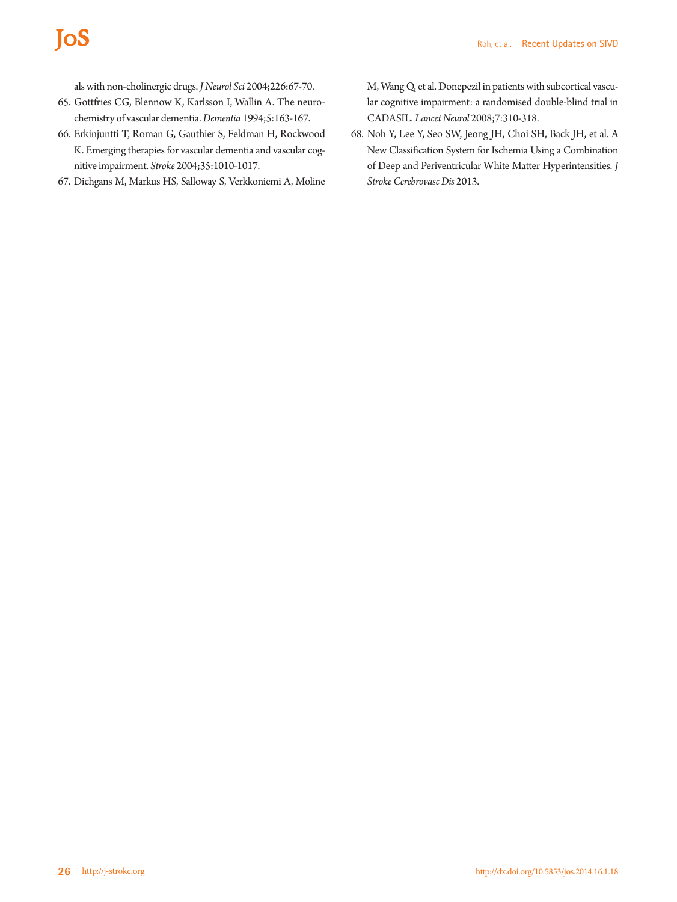als with non-cholinergic drugs. *J Neurol Sci* 2004;226:67-70.

65. Gottfries CG, Blennow K, Karlsson I, Wallin A. The neurochemistry of vascular dementia. *Dementia* 1994;5:163-167.
66. Erkinjuntti T, Roman G, Gauthier S, Feldman H, Rockwood K. Emerging therapies for vascular dementia and vascular cognitive impairment. *Stroke* 2004;35:1010-1017.
67. Dichgans M, Markus HS, Salloway S, Verkkoniemi A, Moline M, Wang Q, et al. Donepezil in patients with subcortical vascular cognitive impairment: a randomised double-blind trial in CADASIL. *Lancet Neurol* 2008;7:310-318.
68. Noh Y, Lee Y, Seo SW, Jeong JH, Choi SH, Back JH, et al. A New Classification System for Ischemia Using a Combination of Deep and Periventricular White Matter Hyperintensities. *J Stroke Cerebrovasc Dis* 2013.